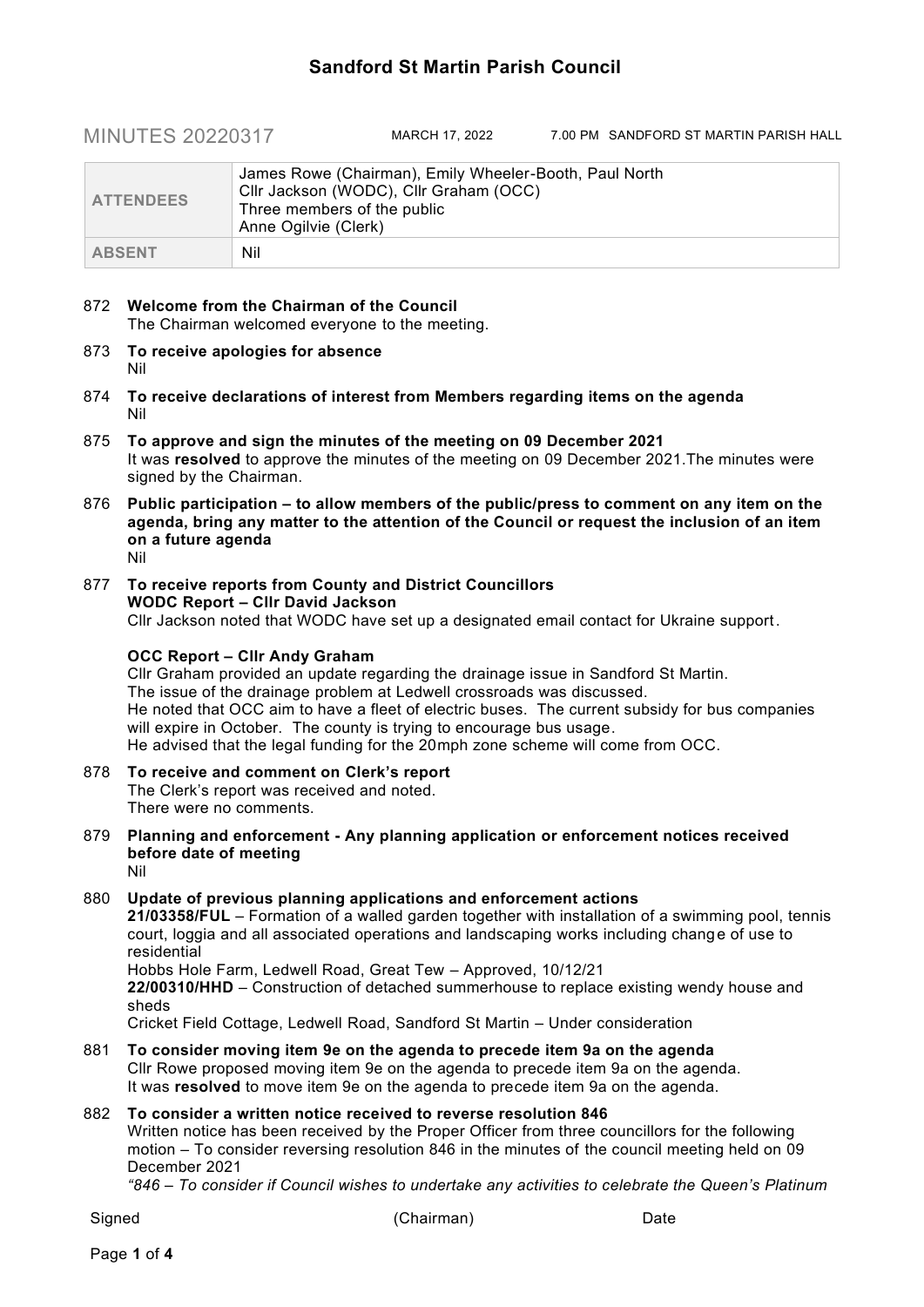# Sandford St Martin Parish Council

MINUTES 20220317 MARCH 17, 2022 7.00 PM SANDFORD ST MARTIN PARISH HALL

| | |
|---|---|
| **ATTENDEES** | James Rowe (Chairman), Emily Wheeler-Booth, Paul North<br>Cllr Jackson (WODC), Cllr Graham (OCC)<br>Three members of the public<br>Anne Ogilvie (Clerk) |
| **ABSENT** | Nil |

872 **Welcome from the Chairman of the Council**
The Chairman welcomed everyone to the meeting.

873 **To receive apologies for absence**
Nil

874 **To receive declarations of interest from Members regarding items on the agenda**
Nil

875 **To approve and sign the minutes of the meeting on 09 December 2021**
It was **resolved** to approve the minutes of the meeting on 09 December 2021.The minutes were signed by the Chairman.

876 **Public participation – to allow members of the public/press to comment on any item on the agenda, bring any matter to the attention of the Council or request the inclusion of an item on a future agenda**
Nil

877 **To receive reports from County and District Councillors**
**WODC Report – Cllr David Jackson**
Cllr Jackson noted that WODC have set up a designated email contact for Ukraine support.

**OCC Report – Cllr Andy Graham**
Cllr Graham provided an update regarding the drainage issue in Sandford St Martin.
The issue of the drainage problem at Ledwell crossroads was discussed.
He noted that OCC aim to have a fleet of electric buses. The current subsidy for bus companies will expire in October. The county is trying to encourage bus usage.
He advised that the legal funding for the 20mph zone scheme will come from OCC.

878 **To receive and comment on Clerk's report**
The Clerk's report was received and noted.
There were no comments.

879 **Planning and enforcement - Any planning application or enforcement notices received before date of meeting**
Nil

880 **Update of previous planning applications and enforcement actions**
**21/03358/FUL** – Formation of a walled garden together with installation of a swimming pool, tennis court, loggia and all associated operations and landscaping works including change of use to residential
Hobbs Hole Farm, Ledwell Road, Great Tew – Approved, 10/12/21
**22/00310/HHD** – Construction of detached summerhouse to replace existing wendy house and sheds
Cricket Field Cottage, Ledwell Road, Sandford St Martin – Under consideration

881 **To consider moving item 9e on the agenda to precede item 9a on the agenda**
Cllr Rowe proposed moving item 9e on the agenda to precede item 9a on the agenda.
It was **resolved** to move item 9e on the agenda to precede item 9a on the agenda.

882 **To consider a written notice received to reverse resolution 846**
Written notice has been received by the Proper Officer from three councillors for the following motion – To consider reversing resolution 846 in the minutes of the council meeting held on 09 December 2021
*"846 – To consider if Council wishes to undertake any activities to celebrate the Queen's Platinum*

Signed (Chairman) Date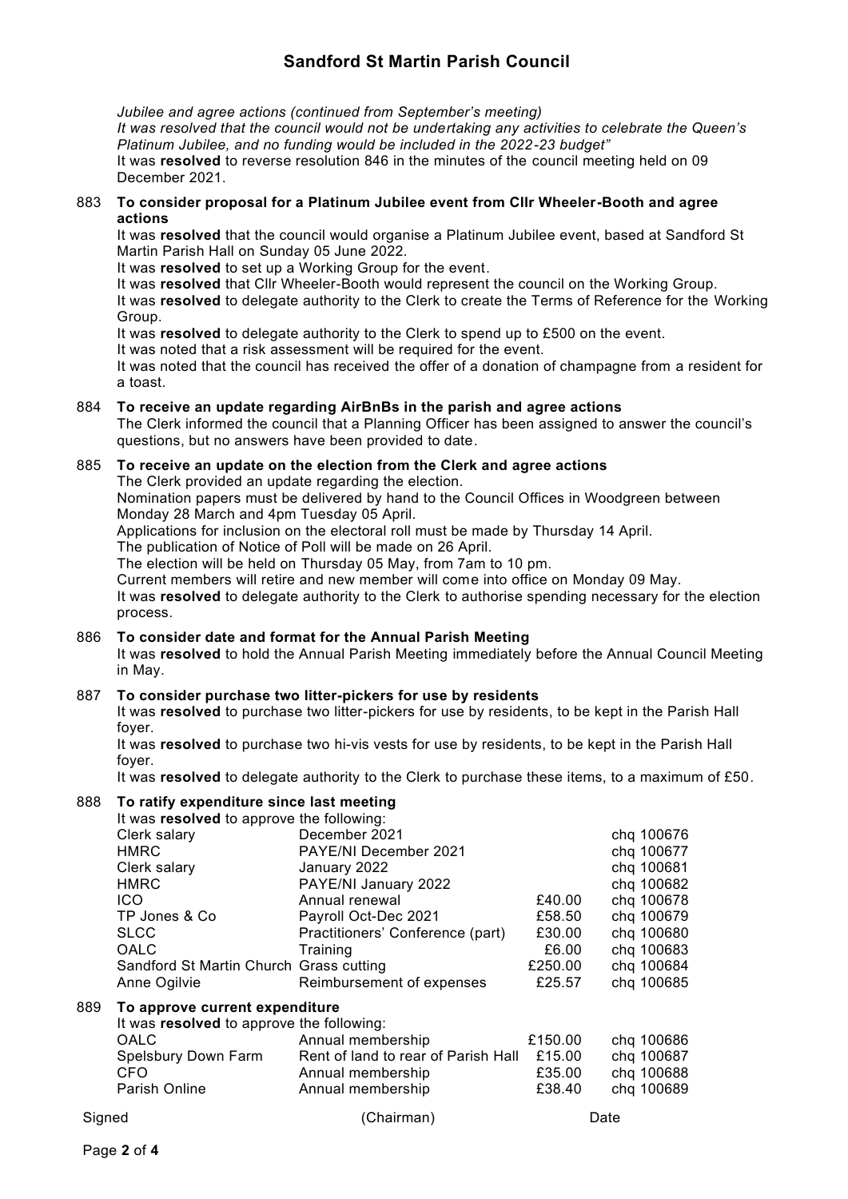# Sandford St Martin Parish Council

*Jubilee and agree actions (continued from September's meeting)*
*It was resolved that the council would not be undertaking any activities to celebrate the Queen's Platinum Jubilee, and no funding would be included in the 2022-23 budget"*
It was **resolved** to reverse resolution 846 in the minutes of the council meeting held on 09 December 2021.

883 **To consider proposal for a Platinum Jubilee event from Cllr Wheeler-Booth and agree actions**

It was **resolved** that the council would organise a Platinum Jubilee event, based at Sandford St Martin Parish Hall on Sunday 05 June 2022.
It was **resolved** to set up a Working Group for the event.
It was **resolved** that Cllr Wheeler-Booth would represent the council on the Working Group.
It was **resolved** to delegate authority to the Clerk to create the Terms of Reference for the Working Group.
It was **resolved** to delegate authority to the Clerk to spend up to £500 on the event.
It was noted that a risk assessment will be required for the event.
It was noted that the council has received the offer of a donation of champagne from a resident for a toast.

884 **To receive an update regarding AirBnBs in the parish and agree actions**

The Clerk informed the council that a Planning Officer has been assigned to answer the council's questions, but no answers have been provided to date.

885 **To receive an update on the election from the Clerk and agree actions**

The Clerk provided an update regarding the election.
Nomination papers must be delivered by hand to the Council Offices in Woodgreen between Monday 28 March and 4pm Tuesday 05 April.
Applications for inclusion on the electoral roll must be made by Thursday 14 April.
The publication of Notice of Poll will be made on 26 April.
The election will be held on Thursday 05 May, from 7am to 10 pm.
Current members will retire and new member will come into office on Monday 09 May.
It was **resolved** to delegate authority to the Clerk to authorise spending necessary for the election process.

886 **To consider date and format for the Annual Parish Meeting**

It was **resolved** to hold the Annual Parish Meeting immediately before the Annual Council Meeting in May.

887 **To consider purchase two litter-pickers for use by residents**

It was **resolved** to purchase two litter-pickers for use by residents, to be kept in the Parish Hall foyer.
It was **resolved** to purchase two hi-vis vests for use by residents, to be kept in the Parish Hall foyer.
It was **resolved** to delegate authority to the Clerk to purchase these items, to a maximum of £50.

888 **To ratify expenditure since last meeting**

It was **resolved** to approve the following:

| | | | |
|---|---|---|---|
| Clerk salary | December 2021 | | chq 100676 |
| HMRC | PAYE/NI December 2021 | | chq 100677 |
| Clerk salary | January 2022 | | chq 100681 |
| HMRC | PAYE/NI January 2022 | | chq 100682 |
| ICO | Annual renewal | £40.00 | chq 100678 |
| TP Jones & Co | Payroll Oct-Dec 2021 | £58.50 | chq 100679 |
| SLCC | Practitioners' Conference (part) | £30.00 | chq 100680 |
| OALC | Training | £6.00 | chq 100683 |
| Sandford St Martin Church | Grass cutting | £250.00 | chq 100684 |
| Anne Ogilvie | Reimbursement of expenses | £25.57 | chq 100685 |

889 **To approve current expenditure**

It was **resolved** to approve the following:

| | | | |
|---|---|---|---|
| OALC | Annual membership | £150.00 | chq 100686 |
| Spelsbury Down Farm | Rent of land to rear of Parish Hall | £15.00 | chq 100687 |
| CFO | Annual membership | £35.00 | chq 100688 |
| Parish Online | Annual membership | £38.40 | chq 100689 |

Signed (Chairman) Date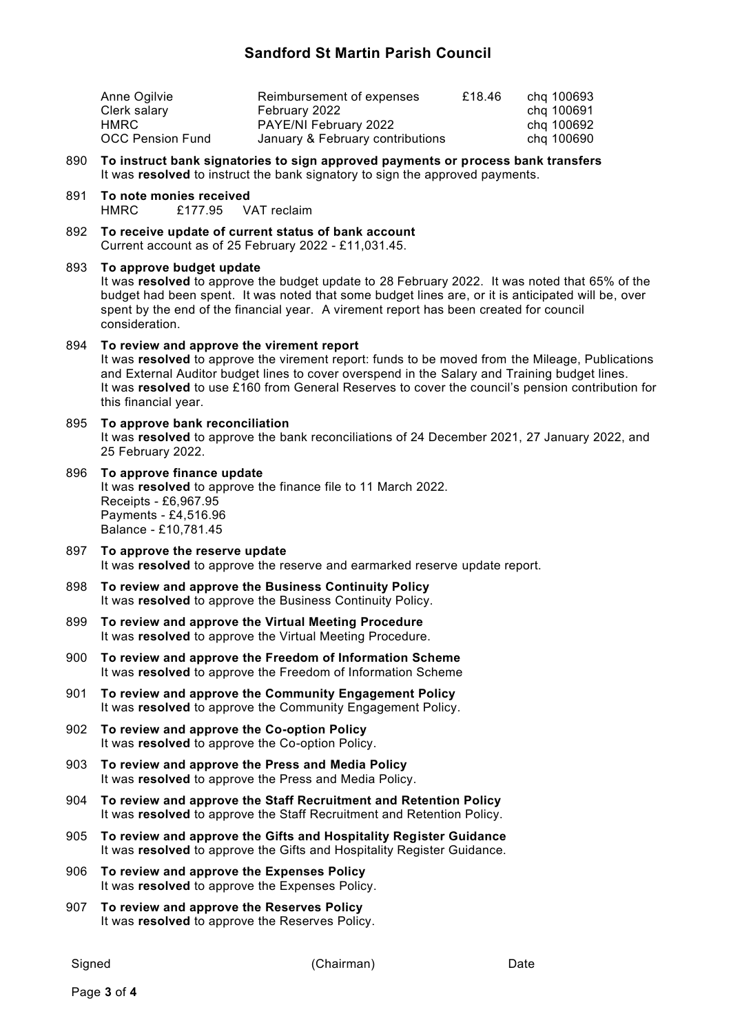# Sandford St Martin Parish Council

| | | | |
|---|---|---|---|
| Anne Ogilvie | Reimbursement of expenses | £18.46 | chq 100693 |
| Clerk salary | February 2022 | | chq 100691 |
| HMRC | PAYE/NI February 2022 | | chq 100692 |
| OCC Pension Fund | January & February contributions | | chq 100690 |

890 **To instruct bank signatories to sign approved payments or process bank transfers**
It was **resolved** to instruct the bank signatory to sign the approved payments.

891 **To note monies received**
HMRC £177.95 VAT reclaim

892 **To receive update of current status of bank account**
Current account as of 25 February 2022 - £11,031.45.

893 **To approve budget update**
It was **resolved** to approve the budget update to 28 February 2022. It was noted that 65% of the budget had been spent. It was noted that some budget lines are, or it is anticipated will be, over spent by the end of the financial year. A virement report has been created for council consideration.

894 **To review and approve the virement report**
It was **resolved** to approve the virement report: funds to be moved from the Mileage, Publications and External Auditor budget lines to cover overspend in the Salary and Training budget lines.
It was **resolved** to use £160 from General Reserves to cover the council's pension contribution for this financial year.

895 **To approve bank reconciliation**
It was **resolved** to approve the bank reconciliations of 24 December 2021, 27 January 2022, and 25 February 2022.

896 **To approve finance update**
It was **resolved** to approve the finance file to 11 March 2022.
Receipts - £6,967.95
Payments - £4,516.96
Balance - £10,781.45

897 **To approve the reserve update**
It was **resolved** to approve the reserve and earmarked reserve update report.

898 **To review and approve the Business Continuity Policy**
It was **resolved** to approve the Business Continuity Policy.

899 **To review and approve the Virtual Meeting Procedure**
It was **resolved** to approve the Virtual Meeting Procedure.

900 **To review and approve the Freedom of Information Scheme**
It was **resolved** to approve the Freedom of Information Scheme

901 **To review and approve the Community Engagement Policy**
It was **resolved** to approve the Community Engagement Policy.

902 **To review and approve the Co-option Policy**
It was **resolved** to approve the Co-option Policy.

903 **To review and approve the Press and Media Policy**
It was **resolved** to approve the Press and Media Policy.

904 **To review and approve the Staff Recruitment and Retention Policy**
It was **resolved** to approve the Staff Recruitment and Retention Policy.

905 **To review and approve the Gifts and Hospitality Register Guidance**
It was **resolved** to approve the Gifts and Hospitality Register Guidance.

906 **To review and approve the Expenses Policy**
It was **resolved** to approve the Expenses Policy.

907 **To review and approve the Reserves Policy**
It was **resolved** to approve the Reserves Policy.

Signed (Chairman) Date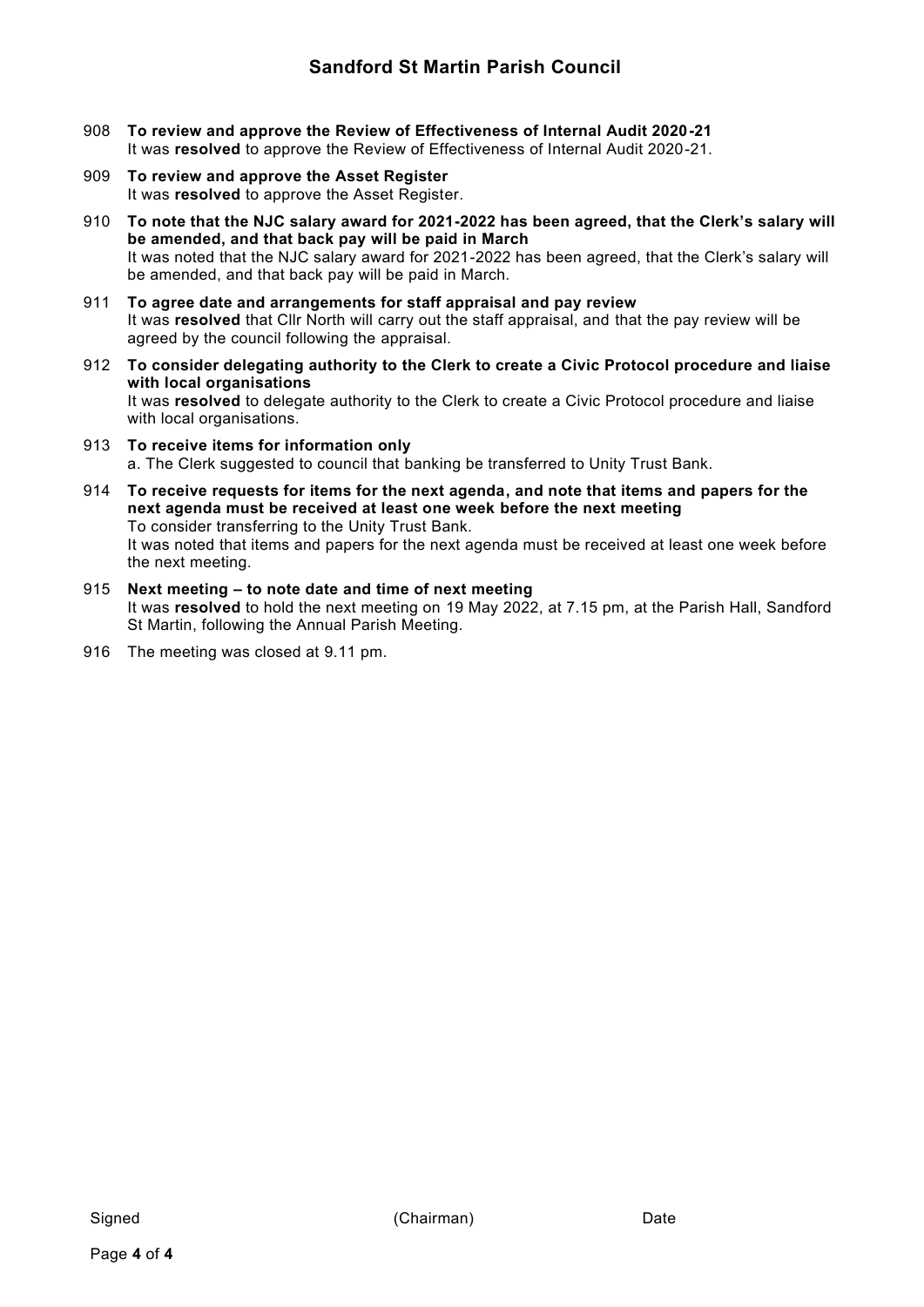908 **To review and approve the Review of Effectiveness of Internal Audit 2020-21**
It was **resolved** to approve the Review of Effectiveness of Internal Audit 2020-21.

909 **To review and approve the Asset Register**
It was **resolved** to approve the Asset Register.

910 **To note that the NJC salary award for 2021-2022 has been agreed, that the Clerk's salary will be amended, and that back pay will be paid in March**
It was noted that the NJC salary award for 2021-2022 has been agreed, that the Clerk's salary will be amended, and that back pay will be paid in March.

911 **To agree date and arrangements for staff appraisal and pay review**
It was **resolved** that Cllr North will carry out the staff appraisal, and that the pay review will be agreed by the council following the appraisal.

912 **To consider delegating authority to the Clerk to create a Civic Protocol procedure and liaise with local organisations**
It was **resolved** to delegate authority to the Clerk to create a Civic Protocol procedure and liaise with local organisations.

913 **To receive items for information only**
a. The Clerk suggested to council that banking be transferred to Unity Trust Bank.

914 **To receive requests for items for the next agenda, and note that items and papers for the next agenda must be received at least one week before the next meeting**
To consider transferring to the Unity Trust Bank.
It was noted that items and papers for the next agenda must be received at least one week before the next meeting.

915 **Next meeting – to note date and time of next meeting**
It was **resolved** to hold the next meeting on 19 May 2022, at 7.15 pm, at the Parish Hall, Sandford St Martin, following the Annual Parish Meeting.

916 The meeting was closed at 9.11 pm.

Signed (Chairman) Date